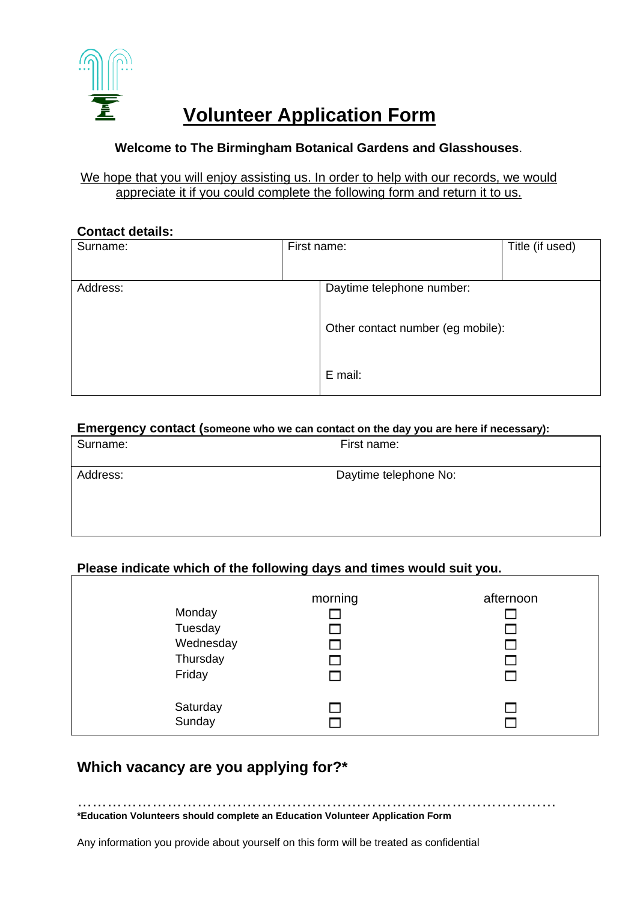# Volunteer Application Form

**Welcome to The Birmingham Botanical Gardens and Glasshouses**.

We hope that you will enjoy assisting us. In order to help with our records, we would appreciate it if you could complete the following form and return it to us.

**Contact details:**

| Surname: | First name: | Title (if used) |
|---|---|---|
| Address: | Daytime telephone number:<br><br>Other contact number (eg mobile):<br><br>E mail: | |

**Emergency contact (someone who we can contact on the day you are here if necessary):**

| Surname: | First name: |
|---|---|
| Address: | Daytime telephone No: |

**Please indicate which of the following days and times would suit you.**

| | morning | afternoon |
|---|---|---|
| Monday | ☐ | ☐ |
| Tuesday | ☐ | ☐ |
| Wednesday | ☐ | ☐ |
| Thursday | ☐ | ☐ |
| Friday | ☐ | ☐ |
| Saturday | ☐ | ☐ |
| Sunday | ☐ | ☐ |

## Which vacancy are you applying for?*

…………………………………………………………………………………………

***Education Volunteers should complete an Education Volunteer Application Form**

Any information you provide about yourself on this form will be treated as confidential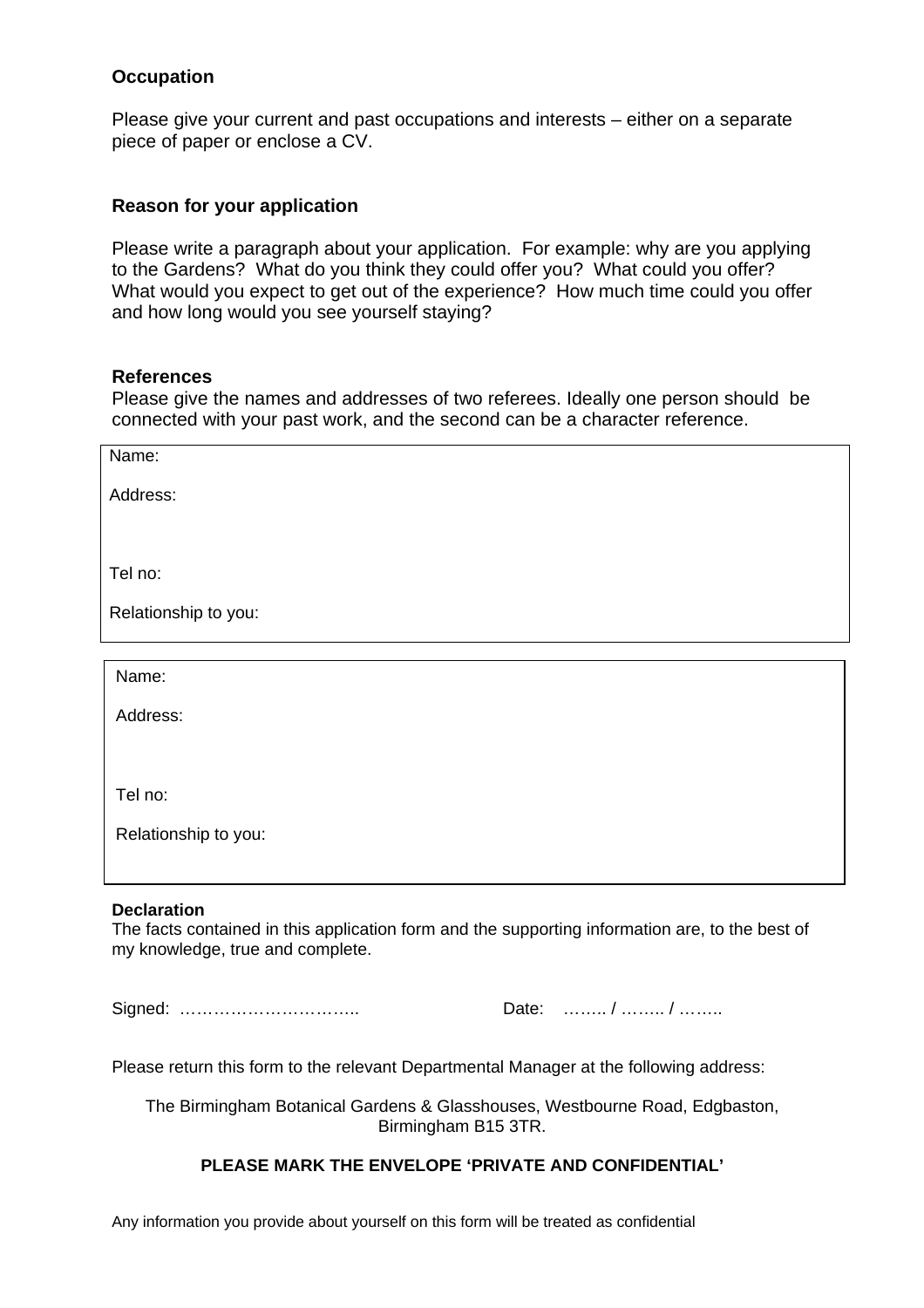**Occupation**

Please give your current and past occupations and interests – either on a separate piece of paper or enclose a CV.

**Reason for your application**

Please write a paragraph about your application. For example: why are you applying to the Gardens? What do you think they could offer you? What could you offer? What would you expect to get out of the experience? How much time could you offer and how long would you see yourself staying?

**References**

Please give the names and addresses of two referees. Ideally one person should be connected with your past work, and the second can be a character reference.

| |
|---|
| Name: |
| Address: |
| Tel no: |
| Relationship to you: |

| |
|---|
| Name: |
| Address: |
| Tel no: |
| Relationship to you: |

**Declaration**

The facts contained in this application form and the supporting information are, to the best of my knowledge, true and complete.

Signed: …………………………..  Date: …….. / …….. / ……..

Please return this form to the relevant Departmental Manager at the following address:

The Birmingham Botanical Gardens & Glasshouses, Westbourne Road, Edgbaston, Birmingham B15 3TR.

**PLEASE MARK THE ENVELOPE 'PRIVATE AND CONFIDENTIAL'**

Any information you provide about yourself on this form will be treated as confidential